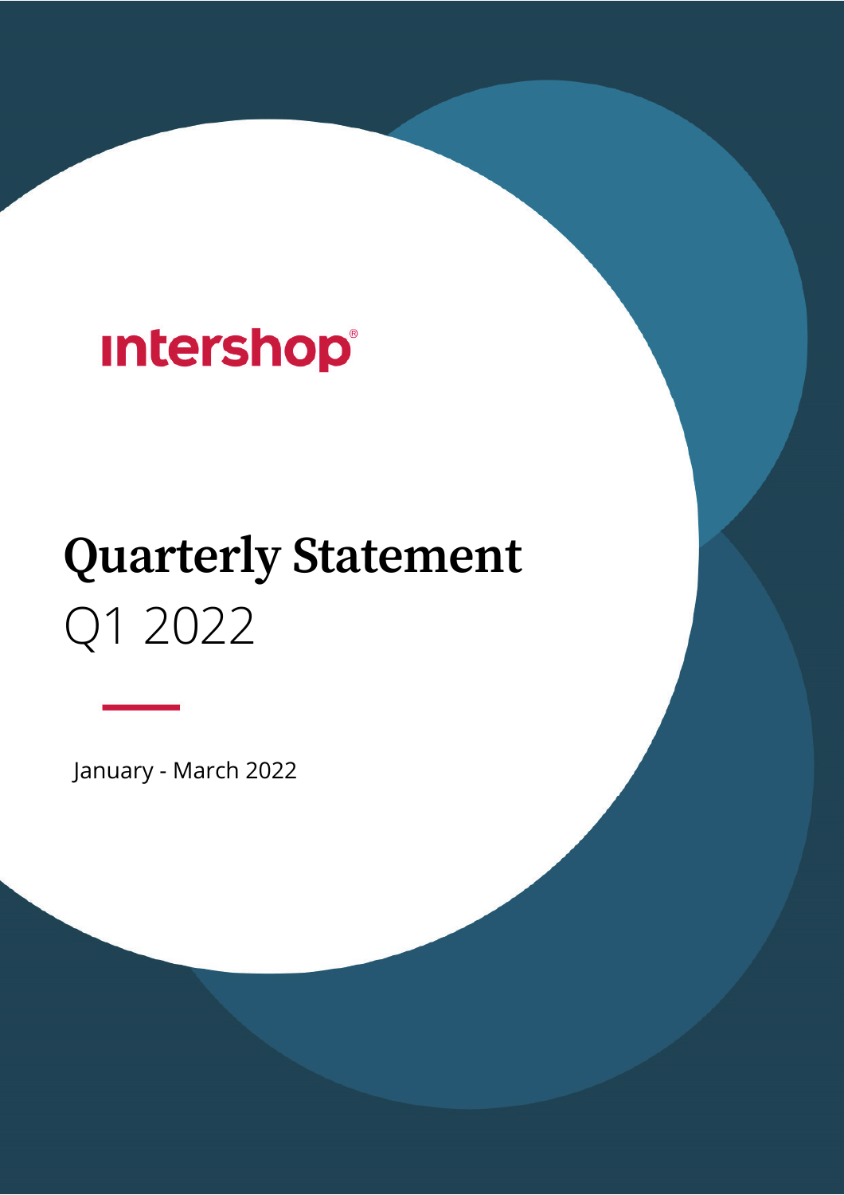intershop®

# Quarterly Statement

Q1 2022

January - March 2022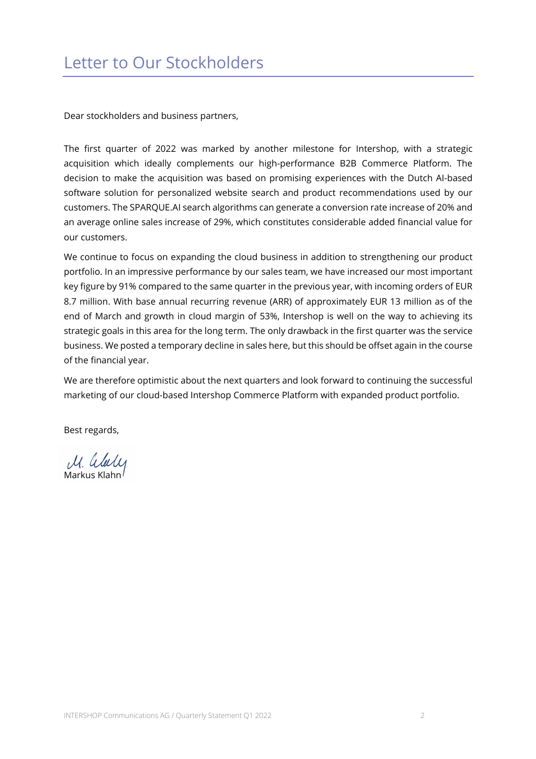# Letter to Our Stockholders

Dear stockholders and business partners,

The first quarter of 2022 was marked by another milestone for Intershop, with a strategic acquisition which ideally complements our high-performance B2B Commerce Platform. The decision to make the acquisition was based on promising experiences with the Dutch AI-based software solution for personalized website search and product recommendations used by our customers. The SPARQUE.AI search algorithms can generate a conversion rate increase of 20% and an average online sales increase of 29%, which constitutes considerable added financial value for our customers.

We continue to focus on expanding the cloud business in addition to strengthening our product portfolio. In an impressive performance by our sales team, we have increased our most important key figure by 91% compared to the same quarter in the previous year, with incoming orders of EUR 8.7 million. With base annual recurring revenue (ARR) of approximately EUR 13 million as of the end of March and growth in cloud margin of 53%, Intershop is well on the way to achieving its strategic goals in this area for the long term. The only drawback in the first quarter was the service business. We posted a temporary decline in sales here, but this should be offset again in the course of the financial year.

We are therefore optimistic about the next quarters and look forward to continuing the successful marketing of our cloud-based Intershop Commerce Platform with expanded product portfolio.

Best regards,

Markus Klahn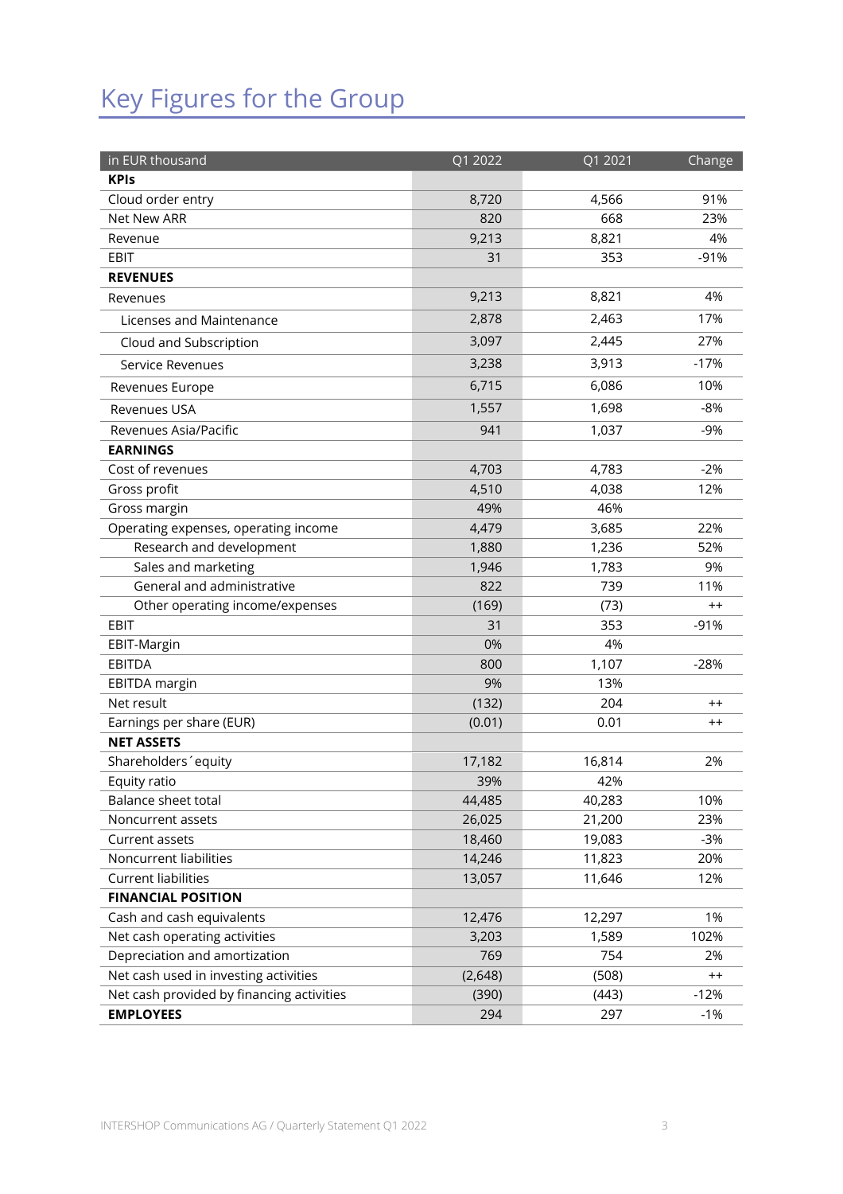# Key Figures for the Group

| in EUR thousand | Q1 2022 | Q1 2021 | Change |
|---|---|---|---|
| **KPIs** | | | |
| Cloud order entry | 8,720 | 4,566 | 91% |
| Net New ARR | 820 | 668 | 23% |
| Revenue | 9,213 | 8,821 | 4% |
| EBIT | 31 | 353 | -91% |
| **REVENUES** | | | |
| Revenues | 9,213 | 8,821 | 4% |
| Licenses and Maintenance | 2,878 | 2,463 | 17% |
| Cloud and Subscription | 3,097 | 2,445 | 27% |
| Service Revenues | 3,238 | 3,913 | -17% |
| Revenues Europe | 6,715 | 6,086 | 10% |
| Revenues USA | 1,557 | 1,698 | -8% |
| Revenues Asia/Pacific | 941 | 1,037 | -9% |
| **EARNINGS** | | | |
| Cost of revenues | 4,703 | 4,783 | -2% |
| Gross profit | 4,510 | 4,038 | 12% |
| Gross margin | 49% | 46% | |
| Operating expenses, operating income | 4,479 | 3,685 | 22% |
| Research and development | 1,880 | 1,236 | 52% |
| Sales and marketing | 1,946 | 1,783 | 9% |
| General and administrative | 822 | 739 | 11% |
| Other operating income/expenses | (169) | (73) | ++ |
| EBIT | 31 | 353 | -91% |
| EBIT-Margin | 0% | 4% | |
| EBITDA | 800 | 1,107 | -28% |
| EBITDA margin | 9% | 13% | |
| Net result | (132) | 204 | ++ |
| Earnings per share (EUR) | (0.01) | 0.01 | ++ |
| **NET ASSETS** | | | |
| Shareholders´equity | 17,182 | 16,814 | 2% |
| Equity ratio | 39% | 42% | |
| Balance sheet total | 44,485 | 40,283 | 10% |
| Noncurrent assets | 26,025 | 21,200 | 23% |
| Current assets | 18,460 | 19,083 | -3% |
| Noncurrent liabilities | 14,246 | 11,823 | 20% |
| Current liabilities | 13,057 | 11,646 | 12% |
| **FINANCIAL POSITION** | | | |
| Cash and cash equivalents | 12,476 | 12,297 | 1% |
| Net cash operating activities | 3,203 | 1,589 | 102% |
| Depreciation and amortization | 769 | 754 | 2% |
| Net cash used in investing activities | (2,648) | (508) | ++ |
| Net cash provided by financing activities | (390) | (443) | -12% |
| **EMPLOYEES** | 294 | 297 | -1% |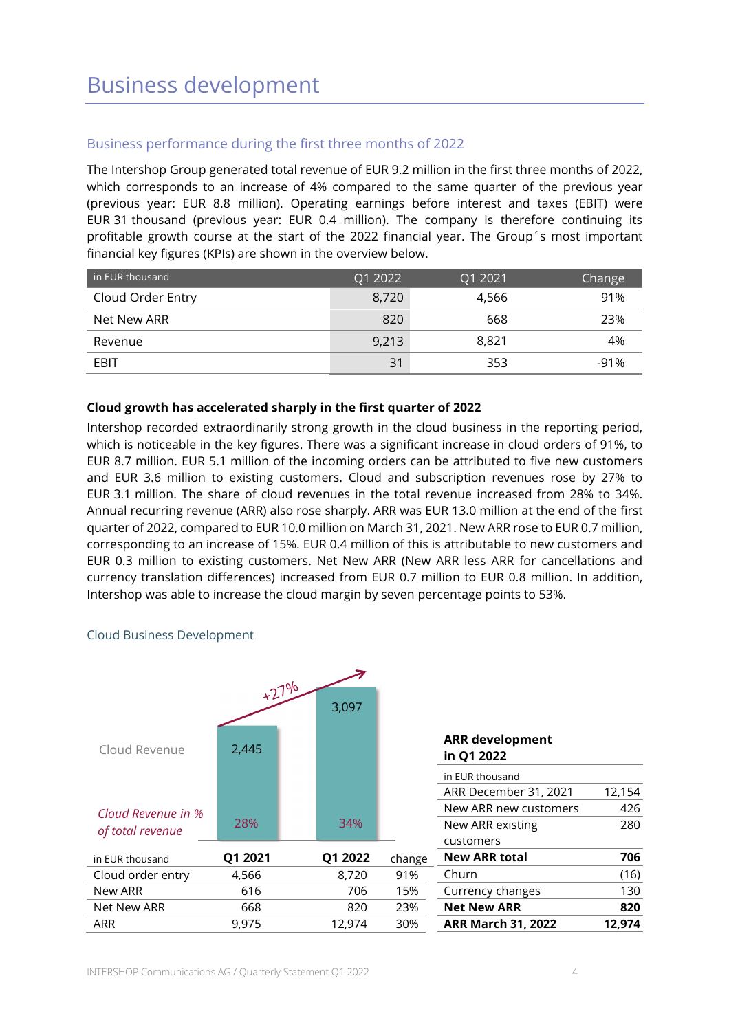# Business development

## Business performance during the first three months of 2022

The Intershop Group generated total revenue of EUR 9.2 million in the first three months of 2022, which corresponds to an increase of 4% compared to the same quarter of the previous year (previous year: EUR 8.8 million). Operating earnings before interest and taxes (EBIT) were EUR 31 thousand (previous year: EUR 0.4 million). The company is therefore continuing its profitable growth course at the start of the 2022 financial year. The Group´s most important financial key figures (KPIs) are shown in the overview below.

| in EUR thousand | Q1 2022 | Q1 2021 | Change |
|---|---|---|---|
| Cloud Order Entry | 8,720 | 4,566 | 91% |
| Net New ARR | 820 | 668 | 23% |
| Revenue | 9,213 | 8,821 | 4% |
| EBIT | 31 | 353 | -91% |

**Cloud growth has accelerated sharply in the first quarter of 2022**

Intershop recorded extraordinarily strong growth in the cloud business in the reporting period, which is noticeable in the key figures. There was a significant increase in cloud orders of 91%, to EUR 8.7 million. EUR 5.1 million of the incoming orders can be attributed to five new customers and EUR 3.6 million to existing customers. Cloud and subscription revenues rose by 27% to EUR 3.1 million. The share of cloud revenues in the total revenue increased from 28% to 34%. Annual recurring revenue (ARR) also rose sharply. ARR was EUR 13.0 million at the end of the first quarter of 2022, compared to EUR 10.0 million on March 31, 2021. New ARR rose to EUR 0.7 million, corresponding to an increase of 15%. EUR 0.4 million of this is attributable to new customers and EUR 0.3 million to existing customers. Net New ARR (New ARR less ARR for cancellations and currency translation differences) increased from EUR 0.7 million to EUR 0.8 million. In addition, Intershop was able to increase the cloud margin by seven percentage points to 53%.

### Cloud Business Development

| | Q1 2021 | Q1 2022 |
|---|---|---|
| Cloud Revenue | 2,445 | 3,097 (+27%) |
| *Cloud Revenue in % of total revenue* | 28% | 34% |

| in EUR thousand | Q1 2021 | Q1 2022 | change |
|---|---|---|---|
| Cloud order entry | 4,566 | 8,720 | 91% |
| New ARR | 616 | 706 | 15% |
| Net New ARR | 668 | 820 | 23% |
| ARR | 9,975 | 12,974 | 30% |

**ARR development in Q1 2022**

| in EUR thousand | |
|---|---|
| ARR December 31, 2021 | 12,154 |
| New ARR new customers | 426 |
| New ARR existing customers | 280 |
| **New ARR total** | **706** |
| Churn | (16) |
| Currency changes | 130 |
| **Net New ARR** | **820** |
| **ARR March 31, 2022** | **12,974** |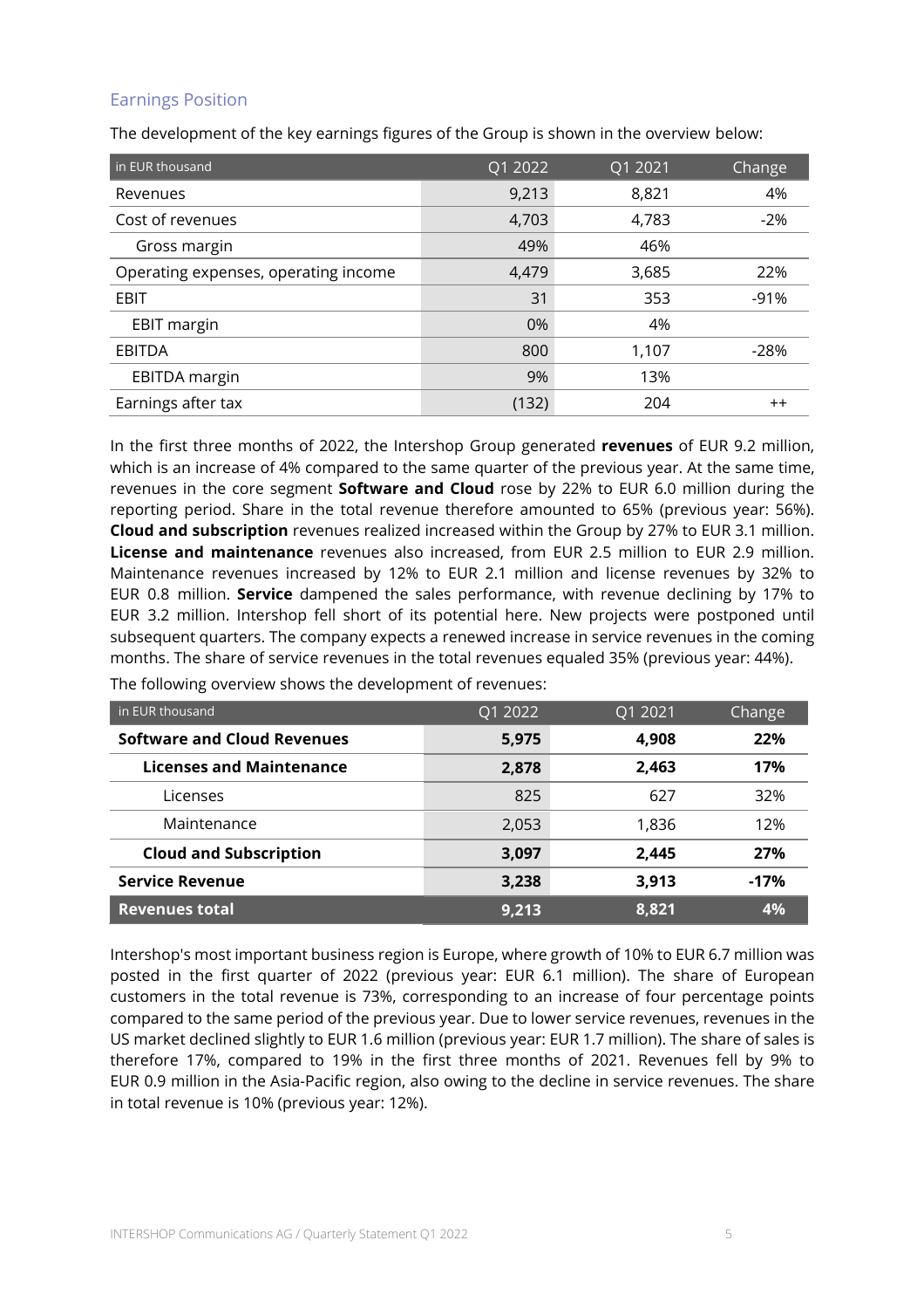## Earnings Position

The development of the key earnings figures of the Group is shown in the overview below:

| in EUR thousand | Q1 2022 | Q1 2021 | Change |
|---|---|---|---|
| Revenues | 9,213 | 8,821 | 4% |
| Cost of revenues | 4,703 | 4,783 | -2% |
| Gross margin | 49% | 46% | |
| Operating expenses, operating income | 4,479 | 3,685 | 22% |
| EBIT | 31 | 353 | -91% |
| EBIT margin | 0% | 4% | |
| EBITDA | 800 | 1,107 | -28% |
| EBITDA margin | 9% | 13% | |
| Earnings after tax | (132) | 204 | ++ |

In the first three months of 2022, the Intershop Group generated **revenues** of EUR 9.2 million, which is an increase of 4% compared to the same quarter of the previous year. At the same time, revenues in the core segment **Software and Cloud** rose by 22% to EUR 6.0 million during the reporting period. Share in the total revenue therefore amounted to 65% (previous year: 56%). **Cloud and subscription** revenues realized increased within the Group by 27% to EUR 3.1 million. **License and maintenance** revenues also increased, from EUR 2.5 million to EUR 2.9 million. Maintenance revenues increased by 12% to EUR 2.1 million and license revenues by 32% to EUR 0.8 million. **Service** dampened the sales performance, with revenue declining by 17% to EUR 3.2 million. Intershop fell short of its potential here. New projects were postponed until subsequent quarters. The company expects a renewed increase in service revenues in the coming months. The share of service revenues in the total revenues equaled 35% (previous: 44%).

The following overview shows the development of revenues:

| in EUR thousand | Q1 2022 | Q1 2021 | Change |
|---|---|---|---|
| **Software and Cloud Revenues** | **5,975** | **4,908** | **22%** |
| **Licenses and Maintenance** | **2,878** | **2,463** | **17%** |
| Licenses | 825 | 627 | 32% |
| Maintenance | 2,053 | 1,836 | 12% |
| **Cloud and Subscription** | **3,097** | **2,445** | **27%** |
| **Service Revenue** | **3,238** | **3,913** | **-17%** |
| **Revenues total** | **9,213** | **8,821** | **4%** |

Intershop's most important business region is Europe, where growth of 10% to EUR 6.7 million was posted in the first quarter of 2022 (previous year: EUR 6.1 million). The share of European customers in the total revenue is 73%, corresponding to an increase of four percentage points compared to the same period of the previous year. Due to lower service revenues, revenues in the US market declined slightly to EUR 1.6 million (previous year: EUR 1.7 million). The share of sales is therefore 17%, compared to 19% in the first three months of 2021. Revenues fell by 9% to EUR 0.9 million in the Asia-Pacific region, also owing to the decline in service revenues. The share in total revenue is 10% (previous year: 12%).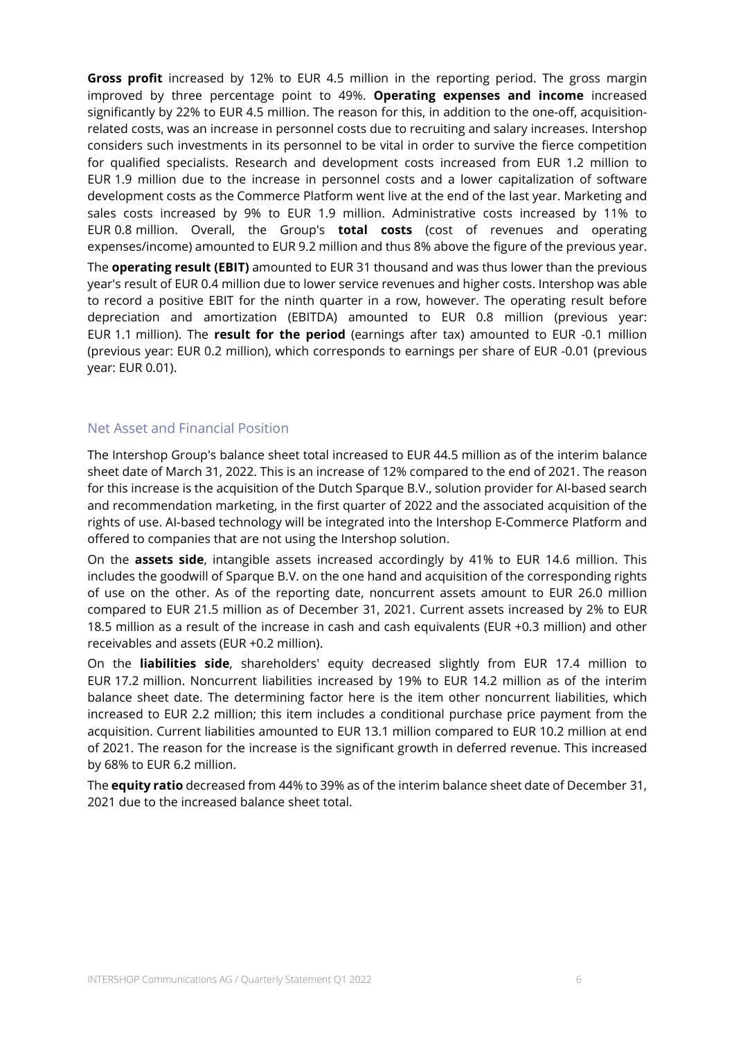**Gross profit** increased by 12% to EUR 4.5 million in the reporting period. The gross margin improved by three percentage point to 49%. **Operating expenses and income** increased significantly by 22% to EUR 4.5 million. The reason for this, in addition to the one-off, acquisition-related costs, was an increase in personnel costs due to recruiting and salary increases. Intershop considers such investments in its personnel to be vital in order to survive the fierce competition for qualified specialists. Research and development costs increased from EUR 1.2 million to EUR 1.9 million due to the increase in personnel costs and a lower capitalization of software development costs as the Commerce Platform went live at the end of the last year. Marketing and sales costs increased by 9% to EUR 1.9 million. Administrative costs increased by 11% to EUR 0.8 million. Overall, the Group's **total costs** (cost of revenues and operating expenses/income) amounted to EUR 9.2 million and thus 8% above the figure of the previous year.

The **operating result (EBIT)** amounted to EUR 31 thousand and was thus lower than the previous year's result of EUR 0.4 million due to lower service revenues and higher costs. Intershop was able to record a positive EBIT for the ninth quarter in a row, however. The operating result before depreciation and amortization (EBITDA) amounted to EUR 0.8 million (previous year: EUR 1.1 million). The **result for the period** (earnings after tax) amounted to EUR -0.1 million (previous year: EUR 0.2 million), which corresponds to earnings per share of EUR -0.01 (previous year: EUR 0.01).

## Net Asset and Financial Position

The Intershop Group's balance sheet total increased to EUR 44.5 million as of the interim balance sheet date of March 31, 2022. This is an increase of 12% compared to the end of 2021. The reason for this increase is the acquisition of the Dutch Sparque B.V., solution provider for AI-based search and recommendation marketing, in the first quarter of 2022 and the associated acquisition of the rights of use. AI-based technology will be integrated into the Intershop E-Commerce Platform and offered to companies that are not using the Intershop solution.

On the **assets side**, intangible assets increased accordingly by 41% to EUR 14.6 million. This includes the goodwill of Sparque B.V. on the one hand and acquisition of the corresponding rights of use on the other. As of the reporting date, noncurrent assets amount to EUR 26.0 million compared to EUR 21.5 million as of December 31, 2021. Current assets increased by 2% to EUR 18.5 million as a result of the increase in cash and cash equivalents (EUR +0.3 million) and other receivables and assets (EUR +0.2 million).

On the **liabilities side**, shareholders' equity decreased slightly from EUR 17.4 million to EUR 17.2 million. Noncurrent liabilities increased by 19% to EUR 14.2 million as of the interim balance sheet date. The determining factor here is the item other noncurrent liabilities, which increased to EUR 2.2 million; this item includes a conditional purchase price payment from the acquisition. Current liabilities amounted to EUR 13.1 million compared to EUR 10.2 million at end of 2021. The reason for the increase is the significant growth in deferred revenue. This increased by 68% to EUR 6.2 million.

The **equity ratio** decreased from 44% to 39% as of the interim balance sheet date of December 31, 2021 due to the increased balance sheet total.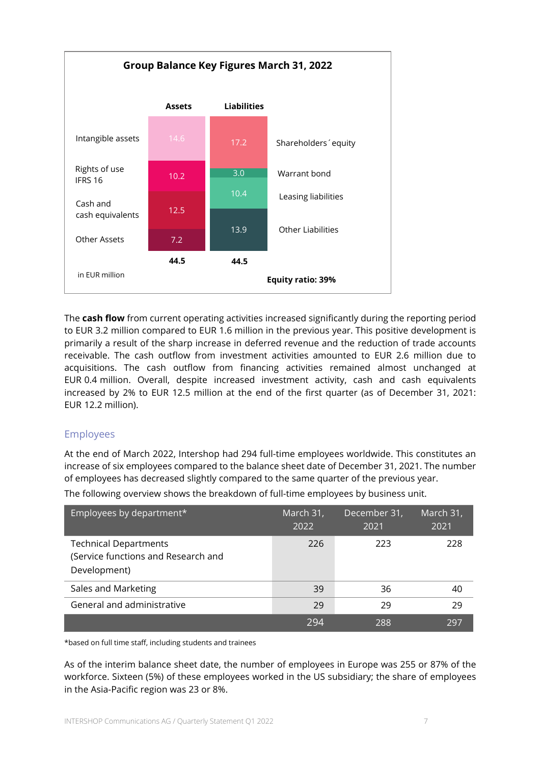**Group Balance Key Figures March 31, 2022**

| Assets | | Liabilities | |
|---|---|---|---|
| Intangible assets | 14.6 | 17.2 | Shareholders´ equity |
| Rights of use IFRS 16 | 10.2 | 3.0 | Warrant bond |
| Cash and cash equivalents | 12.5 | 10.4 | Leasing liabilities |
| Other Assets | 7.2 | 13.9 | Other Liabilities |
| | 44.5 | 44.5 | |

in EUR million

**Equity ratio: 39%**

The **cash flow** from current operating activities increased significantly during the reporting period to EUR 3.2 million compared to EUR 1.6 million in the previous year. This positive development is primarily a result of the sharp increase in deferred revenue and the reduction of trade accounts receivable. The cash outflow from investment activities amounted to EUR 2.6 million due to acquisitions. The cash outflow from financing activities remained almost unchanged at EUR 0.4 million. Overall, despite increased investment activity, cash and cash equivalents increased by 2% to EUR 12.5 million at the end of the first quarter (as of December 31, 2021: EUR 12.2 million).

## Employees

At the end of March 2022, Intershop had 294 full-time employees worldwide. This constitutes an increase of six employees compared to the balance sheet date of December 31, 2021. The number of employees has decreased slightly compared to the same quarter of the previous year.

The following overview shows the breakdown of full-time employees by business unit.

| Employees by department* | March 31, 2022 | December 31, 2021 | March 31, 2021 |
|---|---|---|---|
| Technical Departments (Service functions and Research and Development) | 226 | 223 | 228 |
| Sales and Marketing | 39 | 36 | 40 |
| General and administrative | 29 | 29 | 29 |
| | 294 | 288 | 297 |

*based on full time staff, including students and trainees

As of the interim balance sheet date, the number of employees in Europe was 255 or 87% of the workforce. Sixteen (5%) of these employees worked in the US subsidiary; the share of employees in the Asia-Pacific region was 23 or 8%.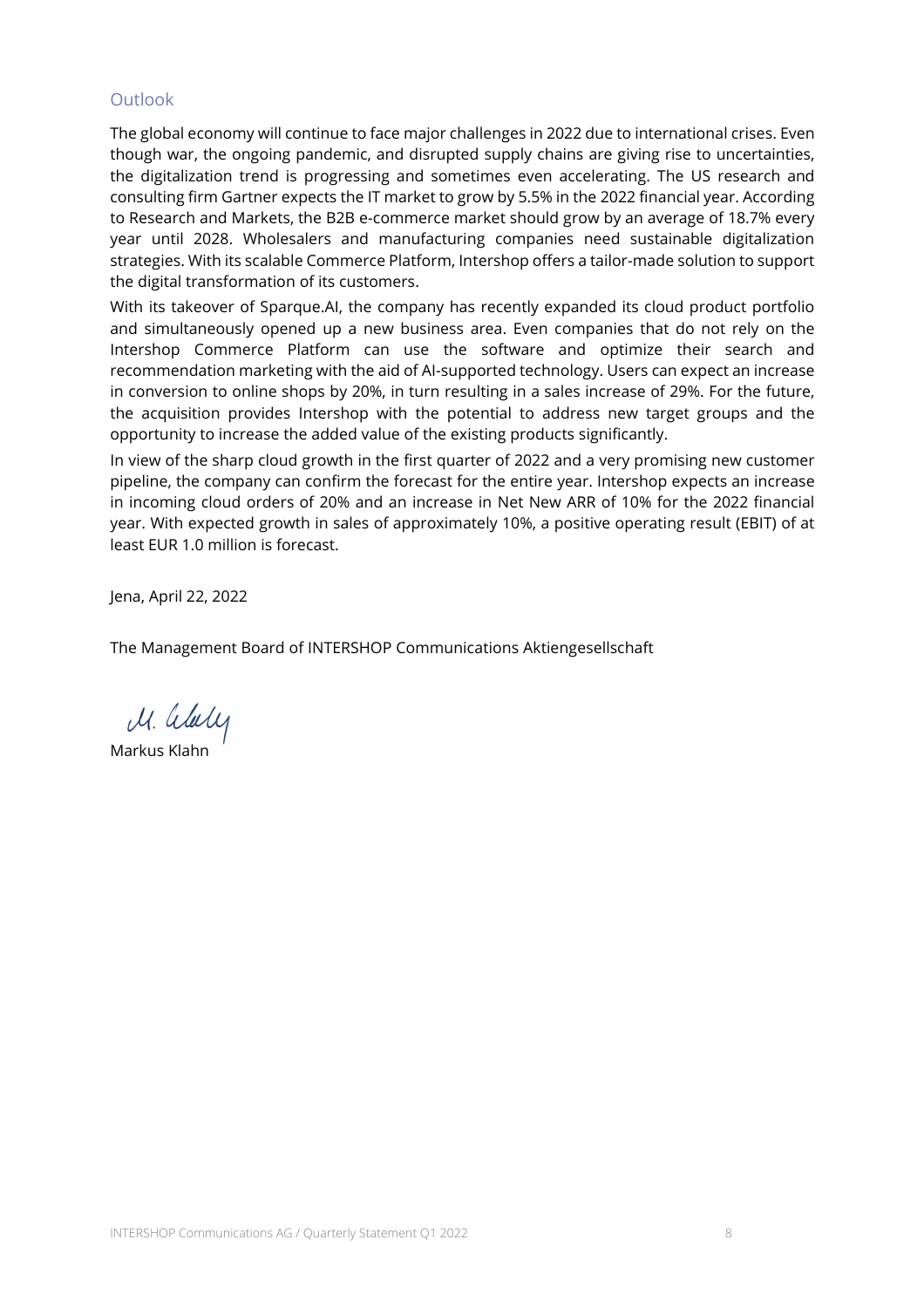## Outlook

The global economy will continue to face major challenges in 2022 due to international crises. Even though war, the ongoing pandemic, and disrupted supply chains are giving rise to uncertainties, the digitalization trend is progressing and sometimes even accelerating. The US research and consulting firm Gartner expects the IT market to grow by 5.5% in the 2022 financial year. According to Research and Markets, the B2B e-commerce market should grow by an average of 18.7% every year until 2028. Wholesalers and manufacturing companies need sustainable digitalization strategies. With its scalable Commerce Platform, Intershop offers a tailor-made solution to support the digital transformation of its customers.

With its takeover of Sparque.AI, the company has recently expanded its cloud product portfolio and simultaneously opened up a new business area. Even companies that do not rely on the Intershop Commerce Platform can use the software and optimize their search and recommendation marketing with the aid of AI-supported technology. Users can expect an increase in conversion to online shops by 20%, in turn resulting in a sales increase of 29%. For the future, the acquisition provides Intershop with the potential to address new target groups and the opportunity to increase the added value of the existing products significantly.

In view of the sharp cloud growth in the first quarter of 2022 and a very promising new customer pipeline, the company can confirm the forecast for the entire year. Intershop expects an increase in incoming cloud orders of 20% and an increase in Net New ARR of 10% for the 2022 financial year. With expected growth in sales of approximately 10%, a positive operating result (EBIT) of at least EUR 1.0 million is forecast.

Jena, April 22, 2022

The Management Board of INTERSHOP Communications Aktiengesellschaft

Markus Klahn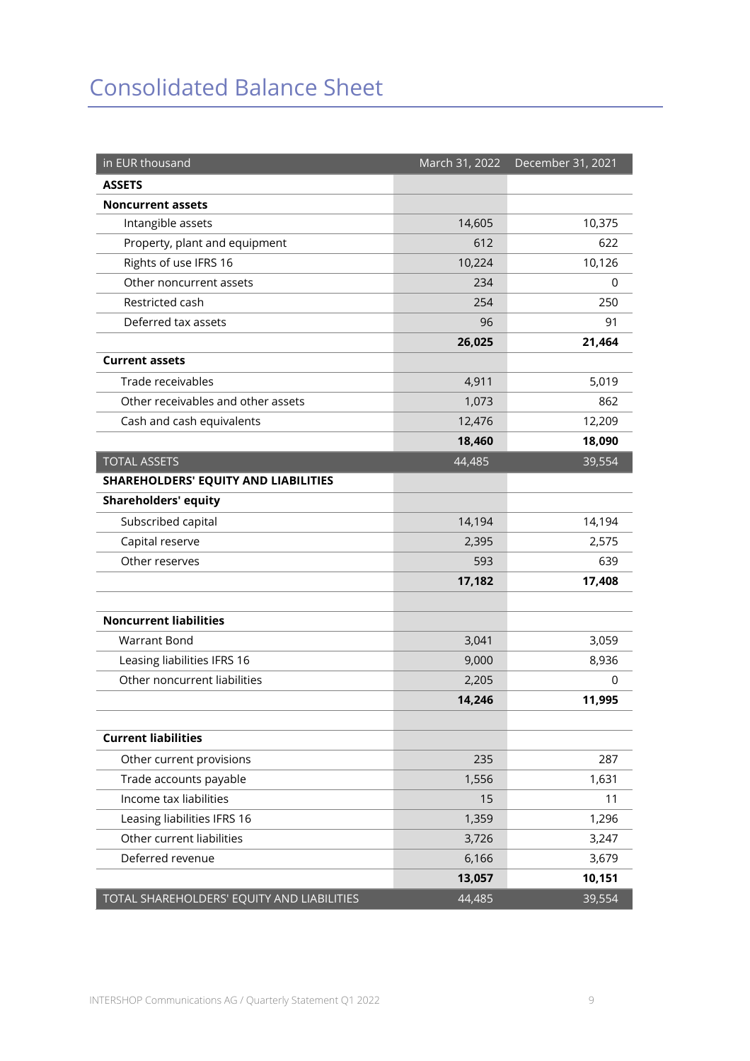# Consolidated Balance Sheet

| in EUR thousand | March 31, 2022 | December 31, 2021 |
|---|---|---|
| **ASSETS** | | |
| **Noncurrent assets** | | |
| Intangible assets | 14,605 | 10,375 |
| Property, plant and equipment | 612 | 622 |
| Rights of use IFRS 16 | 10,224 | 10,126 |
| Other noncurrent assets | 234 | 0 |
| Restricted cash | 254 | 250 |
| Deferred tax assets | 96 | 91 |
| | **26,025** | **21,464** |
| **Current assets** | | |
| Trade receivables | 4,911 | 5,019 |
| Other receivables and other assets | 1,073 | 862 |
| Cash and cash equivalents | 12,476 | 12,209 |
| | **18,460** | **18,090** |
| TOTAL ASSETS | 44,485 | 39,554 |
| **SHAREHOLDERS' EQUITY AND LIABILITIES** | | |
| **Shareholders' equity** | | |
| Subscribed capital | 14,194 | 14,194 |
| Capital reserve | 2,395 | 2,575 |
| Other reserves | 593 | 639 |
| | **17,182** | **17,408** |
| | | |
| **Noncurrent liabilities** | | |
| Warrant Bond | 3,041 | 3,059 |
| Leasing liabilities IFRS 16 | 9,000 | 8,936 |
| Other noncurrent liabilities | 2,205 | 0 |
| | **14,246** | **11,995** |
| | | |
| **Current liabilities** | | |
| Other current provisions | 235 | 287 |
| Trade accounts payable | 1,556 | 1,631 |
| Income tax liabilities | 15 | 11 |
| Leasing liabilities IFRS 16 | 1,359 | 1,296 |
| Other current liabilities | 3,726 | 3,247 |
| Deferred revenue | 6,166 | 3,679 |
| | **13,057** | **10,151** |
| TOTAL SHAREHOLDERS' EQUITY AND LIABILITIES | 44,485 | 39,554 |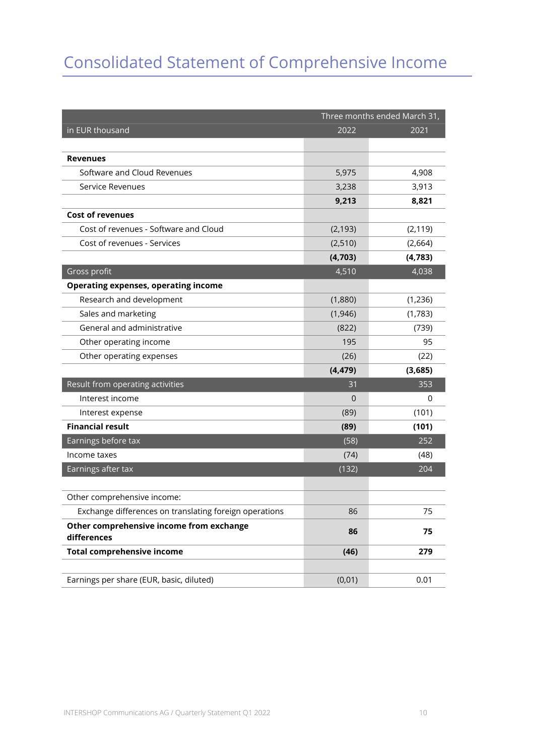# Consolidated Statement of Comprehensive Income

| in EUR thousand | Three months ended March 31, 2022 | 2021 |
|---|---|---|
| | | |
| **Revenues** | | |
| Software and Cloud Revenues | 5,975 | 4,908 |
| Service Revenues | 3,238 | 3,913 |
| | **9,213** | **8,821** |
| **Cost of revenues** | | |
| Cost of revenues - Software and Cloud | (2,193) | (2,119) |
| Cost of revenues - Services | (2,510) | (2,664) |
| | **(4,703)** | **(4,783)** |
| Gross profit | 4,510 | 4,038 |
| **Operating expenses, operating income** | | |
| Research and development | (1,880) | (1,236) |
| Sales and marketing | (1,946) | (1,783) |
| General and administrative | (822) | (739) |
| Other operating income | 195 | 95 |
| Other operating expenses | (26) | (22) |
| | **(4,479)** | **(3,685)** |
| Result from operating activities | 31 | 353 |
| Interest income | 0 | 0 |
| Interest expense | (89) | (101) |
| **Financial result** | **(89)** | **(101)** |
| Earnings before tax | (58) | 252 |
| Income taxes | (74) | (48) |
| Earnings after tax | (132) | 204 |
| | | |
| Other comprehensive income: | | |
| Exchange differences on translating foreign operations | 86 | 75 |
| **Other comprehensive income from exchange differences** | **86** | **75** |
| **Total comprehensive income** | **(46)** | **279** |
| | | |
| Earnings per share (EUR, basic, diluted) | (0,01) | 0.01 |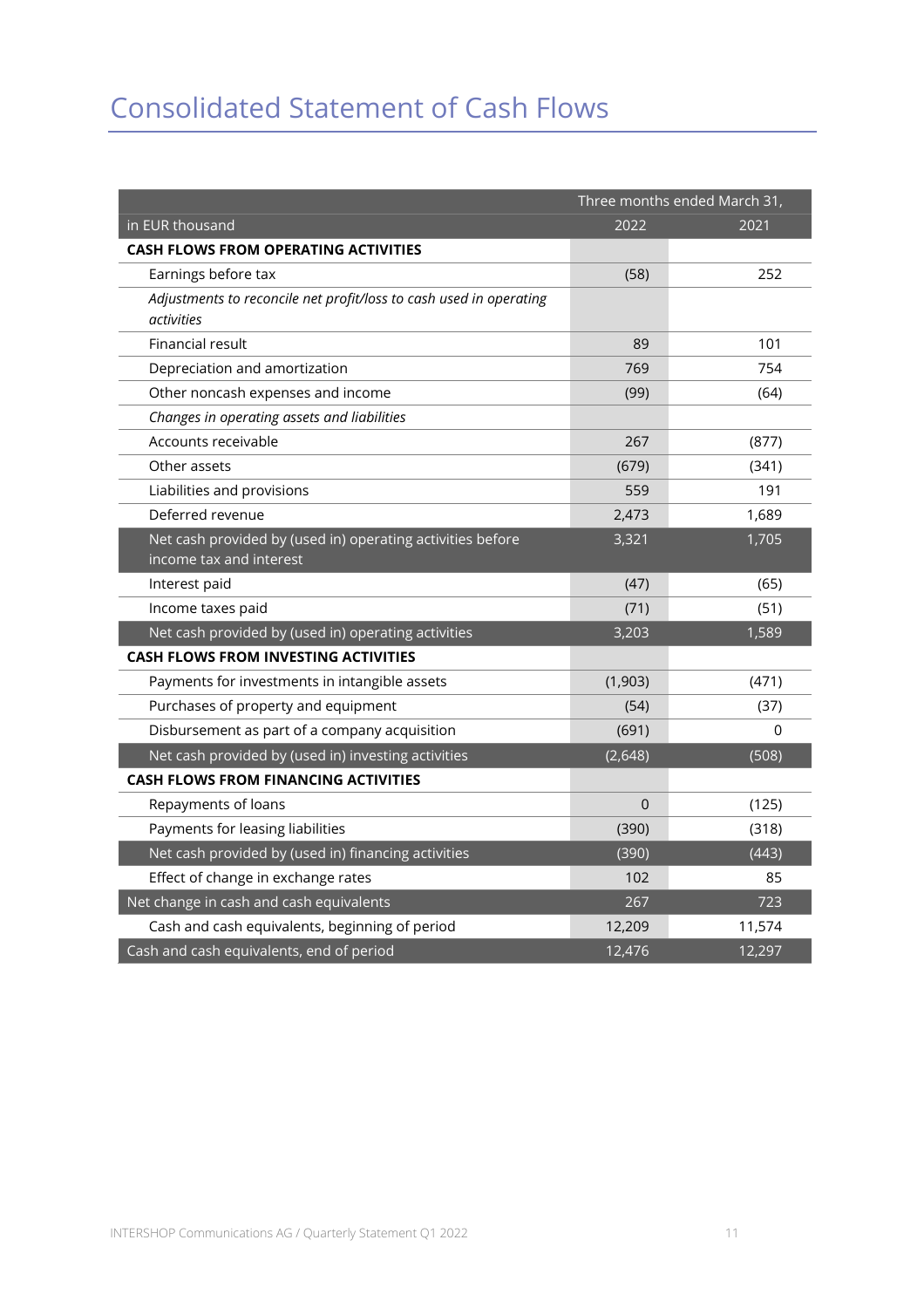# Consolidated Statement of Cash Flows

| | Three months ended March 31, | |
|---|---|---|
| in EUR thousand | 2022 | 2021 |
| **CASH FLOWS FROM OPERATING ACTIVITIES** | | |
| Earnings before tax | (58) | 252 |
| *Adjustments to reconcile net profit/loss to cash used in operating activities* | | |
| Financial result | 89 | 101 |
| Depreciation and amortization | 769 | 754 |
| Other noncash expenses and income | (99) | (64) |
| *Changes in operating assets and liabilities* | | |
| Accounts receivable | 267 | (877) |
| Other assets | (679) | (341) |
| Liabilities and provisions | 559 | 191 |
| Deferred revenue | 2,473 | 1,689 |
| Net cash provided by (used in) operating activities before income tax and interest | 3,321 | 1,705 |
| Interest paid | (47) | (65) |
| Income taxes paid | (71) | (51) |
| Net cash provided by (used in) operating activities | 3,203 | 1,589 |
| **CASH FLOWS FROM INVESTING ACTIVITIES** | | |
| Payments for investments in intangible assets | (1,903) | (471) |
| Purchases of property and equipment | (54) | (37) |
| Disbursement as part of a company acquisition | (691) | 0 |
| Net cash provided by (used in) investing activities | (2,648) | (508) |
| **CASH FLOWS FROM FINANCING ACTIVITIES** | | |
| Repayments of loans | 0 | (125) |
| Payments for leasing liabilities | (390) | (318) |
| Net cash provided by (used in) financing activities | (390) | (443) |
| Effect of change in exchange rates | 102 | 85 |
| Net change in cash and cash equivalents | 267 | 723 |
| Cash and cash equivalents, beginning of period | 12,209 | 11,574 |
| Cash and cash equivalents, end of period | 12,476 | 12,297 |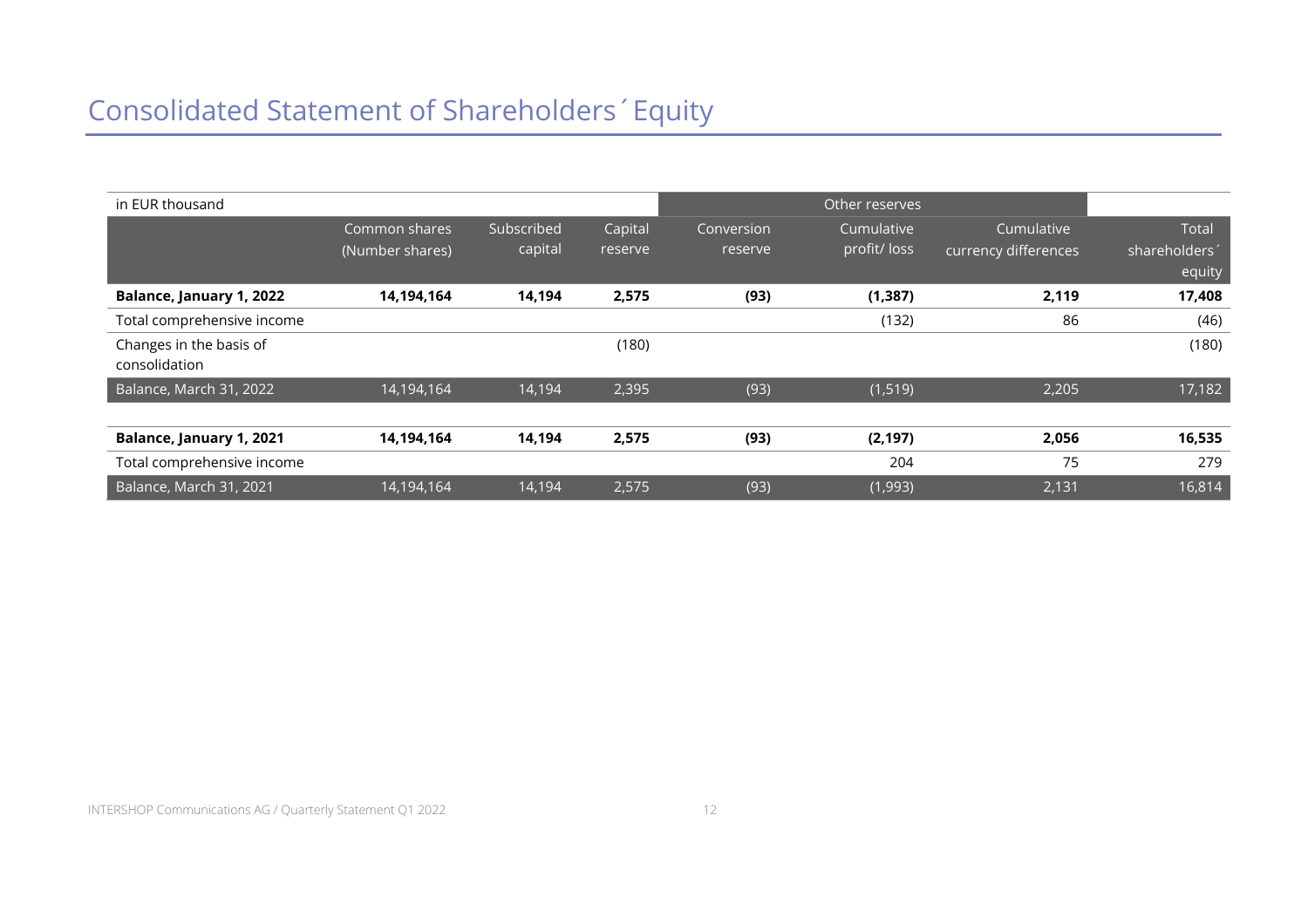# Consolidated Statement of Shareholders´ Equity

| in EUR thousand | | | | Other reserves | | | |
|---|---|---|---|---|---|---|---|
| | Common shares (Number shares) | Subscribed capital | Capital reserve | Conversion reserve | Cumulative profit/ loss | Cumulative currency differences | Total shareholders´ equity |
| **Balance, January 1, 2022** | **14,194,164** | **14,194** | **2,575** | **(93)** | **(1,387)** | **2,119** | **17,408** |
| Total comprehensive income | | | | | (132) | 86 | (46) |
| Changes in the basis of consolidation | | | (180) | | | | (180) |
| Balance, March 31, 2022 | 14,194,164 | 14,194 | 2,395 | (93) | (1,519) | 2,205 | 17,182 |
| | | | | | | | |
| **Balance, January 1, 2021** | **14,194,164** | **14,194** | **2,575** | **(93)** | **(2,197)** | **2,056** | **16,535** |
| Total comprehensive income | | | | | 204 | 75 | 279 |
| Balance, March 31, 2021 | 14,194,164 | 14,194 | 2,575 | (93) | (1,993) | 2,131 | 16,814 |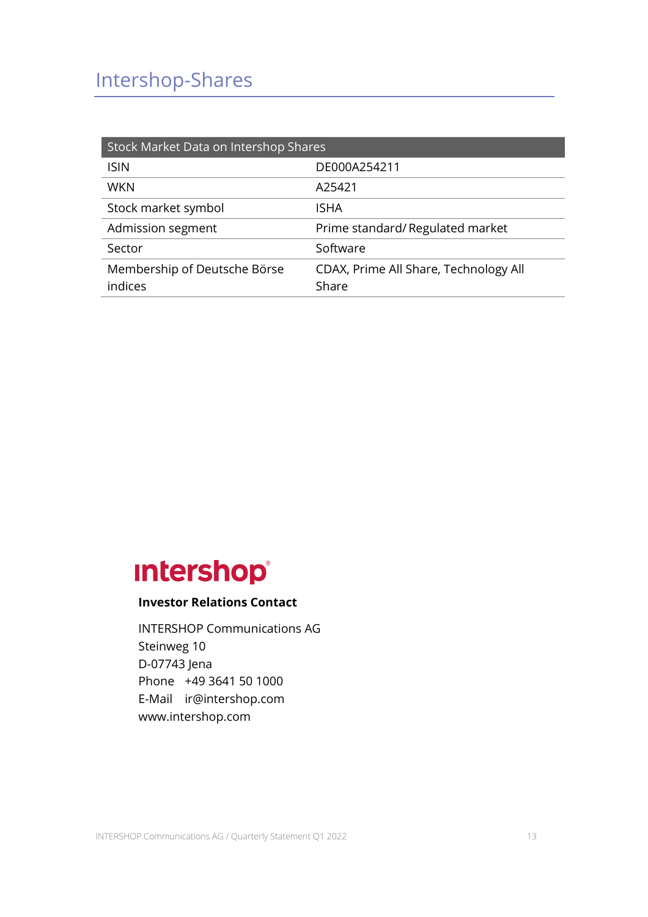# Intershop-Shares

| Stock Market Data on Intershop Shares | |
|---|---|
| ISIN | DE000A254211 |
| WKN | A25421 |
| Stock market symbol | ISHA |
| Admission segment | Prime standard/ Regulated market |
| Sector | Software |
| Membership of Deutsche Börse indices | CDAX, Prime All Share, Technology All Share |

intershop®

**Investor Relations Contact**

INTERSHOP Communications AG
Steinweg 10
D-07743 Jena
Phone +49 3641 50 1000
E-Mail ir@intershop.com
www.intershop.com